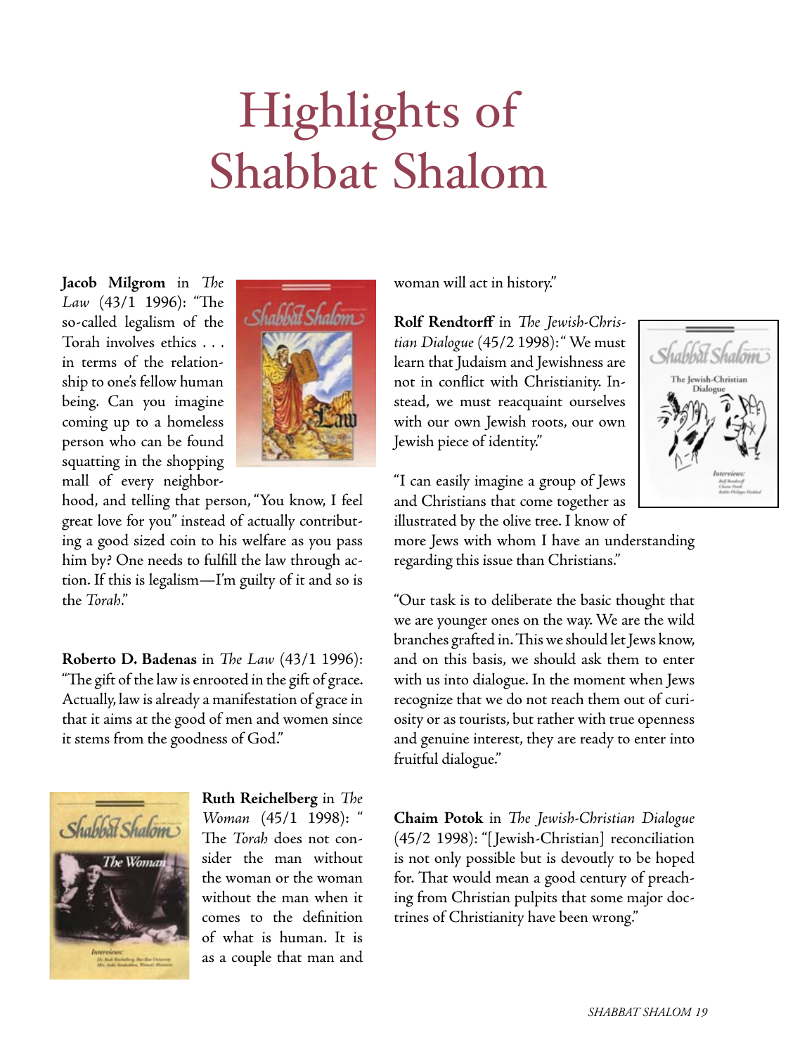# Highlights of Shabbat Shalom

**Jacob Milgrom** in *The Law* (43/1 1996): "The so-called legalism of the Torah involves ethics . . . in terms of the relationship to one's fellow human being. Can you imagine coming up to a homeless person who can be found squatting in the shopping mall of every neighborhood, and telling that person, "You know, I feel great love for you" instead of actually contributing a good sized coin to his welfare as you pass him by? One needs to fulfill the law through action. If this is legalism—I'm guilty of it and so is the *Torah*."

**Roberto D. Badenas** in *The Law* (43/1 1996): "The gift of the law is enrooted in the gift of grace. Actually, law is already a manifestation of grace in that it aims at the good of men and women since it stems from the goodness of God."

**Ruth Reichelberg** in *The Woman* (45/1 1998): " The *Torah* does not consider the man without the woman or the woman without the man when it comes to the definition of what is human. It is as a couple that man and woman will act in history."

**Rolf Rendtorff** in *The Jewish-Christian Dialogue* (45/2 1998): " We must learn that Judaism and Jewishness are not in conflict with Christianity. Instead, we must reacquaint ourselves with our own Jewish roots, our own Jewish piece of identity."

"I can easily imagine a group of Jews and Christians that come together as illustrated by the olive tree. I know of more Jews with whom I have an understanding regarding this issue than Christians."

"Our task is to deliberate the basic thought that we are younger ones on the way. We are the wild branches grafted in. This we should let Jews know, and on this basis, we should ask them to enter with us into dialogue. In the moment when Jews recognize that we do not reach them out of curiosity or as tourists, but rather with true openness and genuine interest, they are ready to enter into fruitful dialogue."

**Chaim Potok** in *The Jewish-Christian Dialogue* (45/2 1998): "[Jewish-Christian] reconciliation is not only possible but is devoutly to be hoped for. That would mean a good century of preaching from Christian pulpits that some major doctrines of Christianity have been wrong."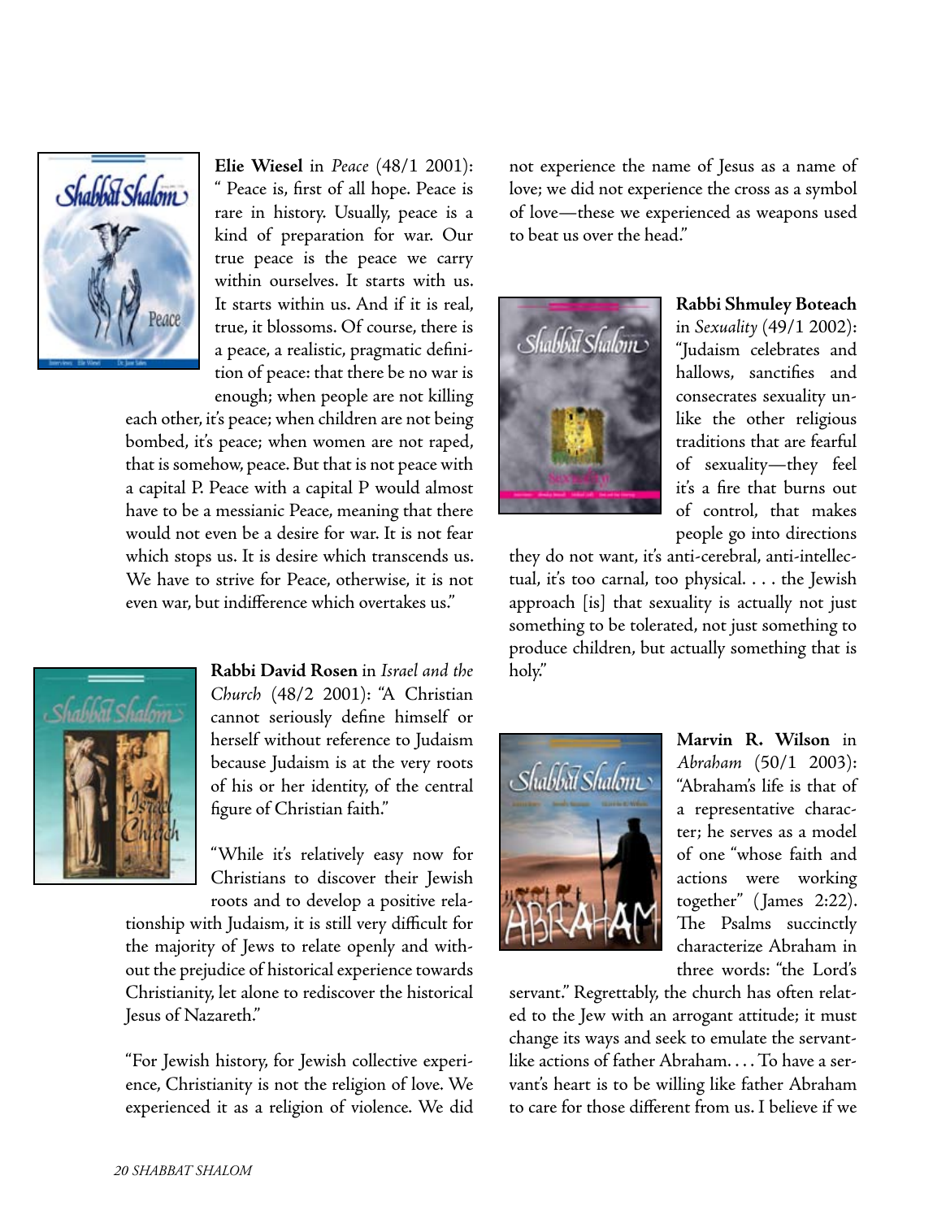**Elie Wiesel** in *Peace* (48/1 2001): " Peace is, first of all hope. Peace is rare in history. Usually, peace is a kind of preparation for war. Our true peace is the peace we carry within ourselves. It starts with us. It starts within us. And if it is real, true, it blossoms. Of course, there is a peace, a realistic, pragmatic definition of peace: that there be no war is enough; when people are not killing each other, it's peace; when children are not being bombed, it's peace; when women are not raped, that is somehow, peace. But that is not peace with a capital P. Peace with a capital P would almost have to be a messianic Peace, meaning that there would not even be a desire for war. It is not fear which stops us. It is desire which transcends us. We have to strive for Peace, otherwise, it is not even war, but indifference which overtakes us."

**Rabbi David Rosen** in *Israel and the Church* (48/2 2001): "A Christian cannot seriously define himself or herself without reference to Judaism because Judaism is at the very roots of his or her identity, of the central figure of Christian faith."

"While it's relatively easy now for Christians to discover their Jewish roots and to develop a positive relationship with Judaism, it is still very difficult for the majority of Jews to relate openly and without the prejudice of historical experience towards Christianity, let alone to rediscover the historical Jesus of Nazareth."

"For Jewish history, for Jewish collective experience, Christianity is not the religion of love. We experienced it as a religion of violence. We did not experience the name of Jesus as a name of love; we did not experience the cross as a symbol of love—these we experienced as weapons used to beat us over the head."

**Rabbi Shmuley Boteach** in *Sexuality* (49/1 2002): "Judaism celebrates and hallows, sanctifies and consecrates sexuality unlike the other religious traditions that are fearful of sexuality—they feel it's a fire that burns out of control, that makes people go into directions they do not want, it's anti-cerebral, anti-intellectual, it's too carnal, too physical. . . . the Jewish approach [is] that sexuality is actually not just something to be tolerated, not just something to produce children, but actually something that is holy."

**Marvin R. Wilson** in *Abraham* (50/1 2003): "Abraham's life is that of a representative character; he serves as a model of one "whose faith and actions were working together" (James 2:22). The Psalms succinctly characterize Abraham in three words: "the Lord's servant." Regrettably, the church has often related to the Jew with an arrogant attitude; it must change its ways and seek to emulate the servant-like actions of father Abraham. . . . To have a servant's heart is to be willing like father Abraham to care for those different from us. I believe if we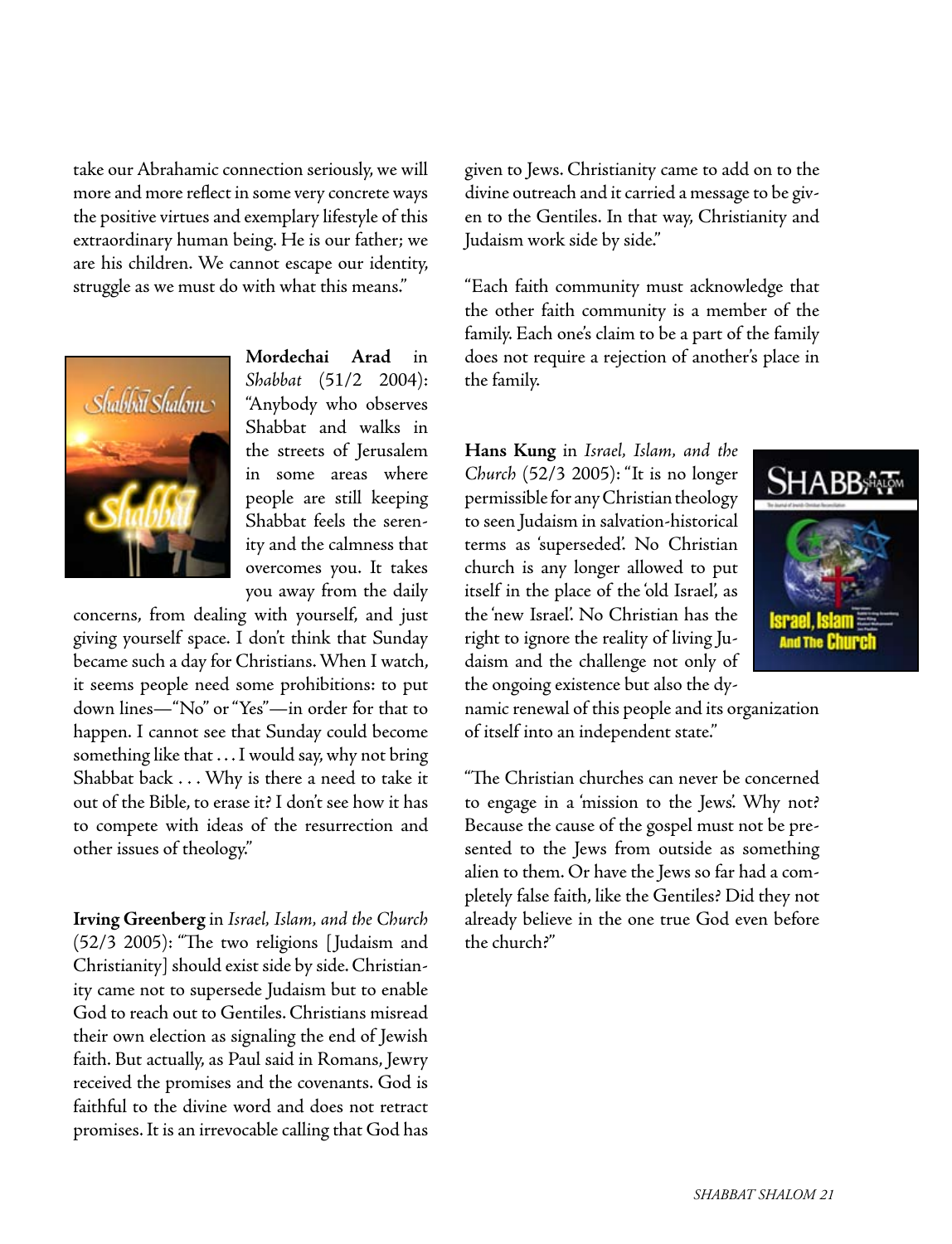take our Abrahamic connection seriously, we will more and more reflect in some very concrete ways the positive virtues and exemplary lifestyle of this extraordinary human being. He is our father; we are his children. We cannot escape our identity, struggle as we must do with what this means."

**Mordechai Arad** in *Shabbat* (51/2 2004): "Anybody who observes Shabbat and walks in the streets of Jerusalem in some areas where people are still keeping Shabbat feels the serenity and the calmness that overcomes you. It takes you away from the daily concerns, from dealing with yourself, and just giving yourself space. I don't think that Sunday became such a day for Christians. When I watch, it seems people need some prohibitions: to put down lines—"No" or "Yes"—in order for that to happen. I cannot see that Sunday could become something like that . . . I would say, why not bring Shabbat back . . . Why is there a need to take it out of the Bible, to erase it? I don't see how it has to compete with ideas of the resurrection and other issues of theology."

**Irving Greenberg** in *Israel, Islam, and the Church* (52/3 2005): "The two religions [Judaism and Christianity] should exist side by side. Christianity came not to supersede Judaism but to enable God to reach out to Gentiles. Christians misread their own election as signaling the end of Jewish faith. But actually, as Paul said in Romans, Jewry received the promises and the covenants. God is faithful to the divine word and does not retract promises. It is an irrevocable calling that God has given to Jews. Christianity came to add on to the divine outreach and it carried a message to be given to the Gentiles. In that way, Christianity and Judaism work side by side."

"Each faith community must acknowledge that the other faith community is a member of the family. Each one's claim to be a part of the family does not require a rejection of another's place in the family.

**Hans Kung** in *Israel, Islam, and the Church* (52/3 2005): "It is no longer permissible for any Christian theology to seen Judaism in salvation-historical terms as 'superseded'. No Christian church is any longer allowed to put itself in the place of the 'old Israel', as the 'new Israel'. No Christian has the right to ignore the reality of living Judaism and the challenge not only of the ongoing existence but also the dynamic renewal of this people and its organization of itself into an independent state."

"The Christian churches can never be concerned to engage in a 'mission to the Jews'. Why not? Because the cause of the gospel must not be presented to the Jews from outside as something alien to them. Or have the Jews so far had a completely false faith, like the Gentiles? Did they not already believe in the one true God even before the church?"